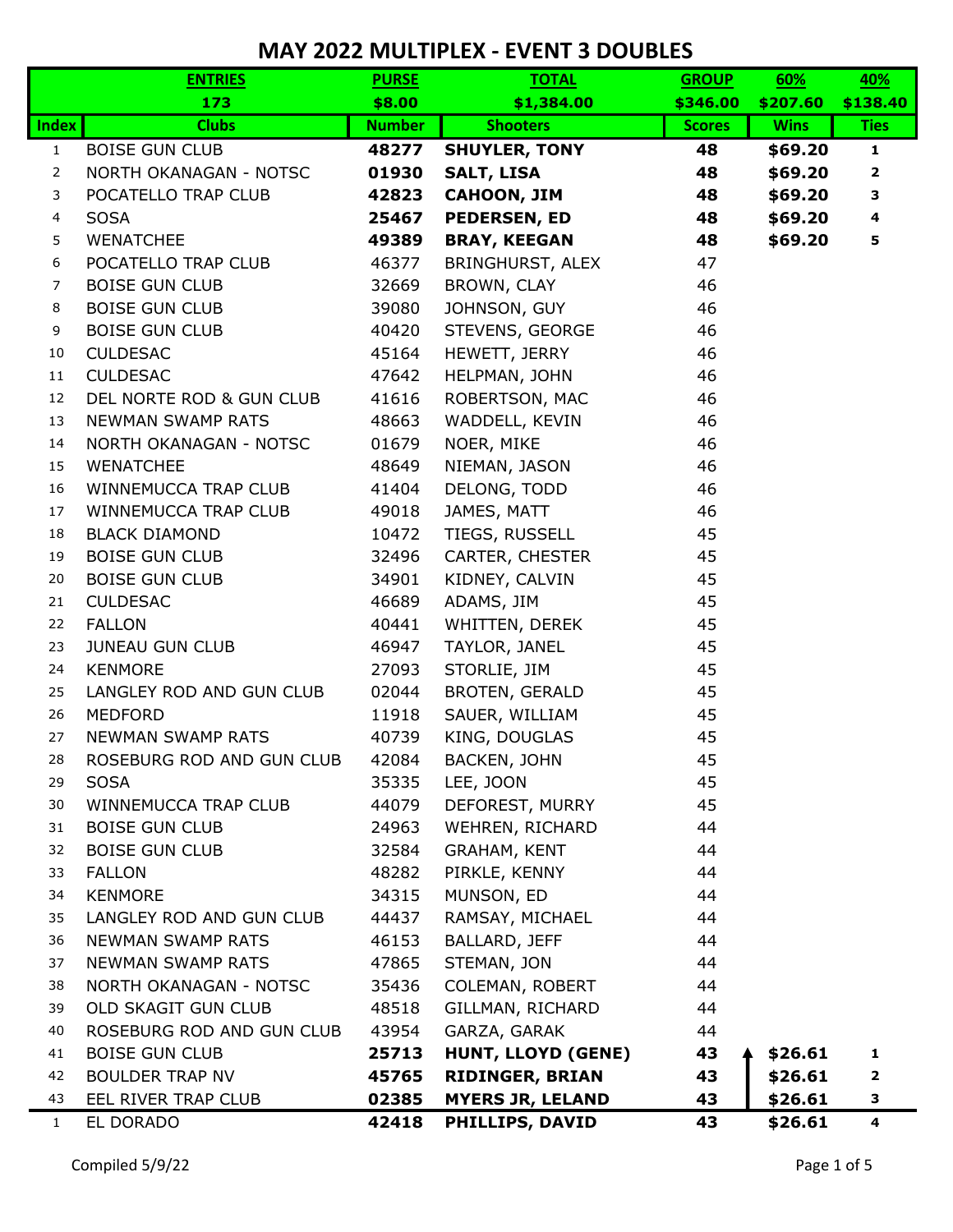# MAY 2022 MULTIPLEX - EVENT 3 DOUBLES

| | ENTRIES | PURSE | TOTAL | GROUP | 60% | 40% |
|---|---|---|---|---|---|---|
| | 173 | $8.00 | $1,384.00 | $346.00 | $207.60 | $138.40 |
| **Index** | **Clubs** | **Number** | **Shooters** | **Scores** | **Wins** | **Ties** |
| 1 | BOISE GUN CLUB | **48277** | **SHUYLER, TONY** | **48** | **$69.20** | **1** |
| 2 | NORTH OKANAGAN - NOTSC | **01930** | **SALT, LISA** | **48** | **$69.20** | **2** |
| 3 | POCATELLO TRAP CLUB | **42823** | **CAHOON, JIM** | **48** | **$69.20** | **3** |
| 4 | SOSA | **25467** | **PEDERSEN, ED** | **48** | **$69.20** | **4** |
| 5 | WENATCHEE | **49389** | **BRAY, KEEGAN** | **48** | **$69.20** | **5** |
| 6 | POCATELLO TRAP CLUB | 46377 | BRINGHURST, ALEX | 47 | | |
| 7 | BOISE GUN CLUB | 32669 | BROWN, CLAY | 46 | | |
| 8 | BOISE GUN CLUB | 39080 | JOHNSON, GUY | 46 | | |
| 9 | BOISE GUN CLUB | 40420 | STEVENS, GEORGE | 46 | | |
| 10 | CULDESAC | 45164 | HEWETT, JERRY | 46 | | |
| 11 | CULDESAC | 47642 | HELPMAN, JOHN | 46 | | |
| 12 | DEL NORTE ROD & GUN CLUB | 41616 | ROBERTSON, MAC | 46 | | |
| 13 | NEWMAN SWAMP RATS | 48663 | WADDELL, KEVIN | 46 | | |
| 14 | NORTH OKANAGAN - NOTSC | 01679 | NOER, MIKE | 46 | | |
| 15 | WENATCHEE | 48649 | NIEMAN, JASON | 46 | | |
| 16 | WINNEMUCCA TRAP CLUB | 41404 | DELONG, TODD | 46 | | |
| 17 | WINNEMUCCA TRAP CLUB | 49018 | JAMES, MATT | 46 | | |
| 18 | BLACK DIAMOND | 10472 | TIEGS, RUSSELL | 45 | | |
| 19 | BOISE GUN CLUB | 32496 | CARTER, CHESTER | 45 | | |
| 20 | BOISE GUN CLUB | 34901 | KIDNEY, CALVIN | 45 | | |
| 21 | CULDESAC | 46689 | ADAMS, JIM | 45 | | |
| 22 | FALLON | 40441 | WHITTEN, DEREK | 45 | | |
| 23 | JUNEAU GUN CLUB | 46947 | TAYLOR, JANEL | 45 | | |
| 24 | KENMORE | 27093 | STORLIE, JIM | 45 | | |
| 25 | LANGLEY ROD AND GUN CLUB | 02044 | BROTEN, GERALD | 45 | | |
| 26 | MEDFORD | 11918 | SAUER, WILLIAM | 45 | | |
| 27 | NEWMAN SWAMP RATS | 40739 | KING, DOUGLAS | 45 | | |
| 28 | ROSEBURG ROD AND GUN CLUB | 42084 | BACKEN, JOHN | 45 | | |
| 29 | SOSA | 35335 | LEE, JOON | 45 | | |
| 30 | WINNEMUCCA TRAP CLUB | 44079 | DEFOREST, MURRY | 45 | | |
| 31 | BOISE GUN CLUB | 24963 | WEHREN, RICHARD | 44 | | |
| 32 | BOISE GUN CLUB | 32584 | GRAHAM, KENT | 44 | | |
| 33 | FALLON | 48282 | PIRKLE, KENNY | 44 | | |
| 34 | KENMORE | 34315 | MUNSON, ED | 44 | | |
| 35 | LANGLEY ROD AND GUN CLUB | 44437 | RAMSAY, MICHAEL | 44 | | |
| 36 | NEWMAN SWAMP RATS | 46153 | BALLARD, JEFF | 44 | | |
| 37 | NEWMAN SWAMP RATS | 47865 | STEMAN, JON | 44 | | |
| 38 | NORTH OKANAGAN - NOTSC | 35436 | COLEMAN, ROBERT | 44 | | |
| 39 | OLD SKAGIT GUN CLUB | 48518 | GILLMAN, RICHARD | 44 | | |
| 40 | ROSEBURG ROD AND GUN CLUB | 43954 | GARZA, GARAK | 44 | | |
| 41 | BOISE GUN CLUB | **25713** | **HUNT, LLOYD (GENE)** | **43** | **$26.61** | **1** |
| 42 | BOULDER TRAP NV | **45765** | **RIDINGER, BRIAN** | **43** | **$26.61** | **2** |
| 43 | EEL RIVER TRAP CLUB | **02385** | **MYERS JR, LELAND** | **43** | **$26.61** | **3** |
| 1 | EL DORADO | **42418** | **PHILLIPS, DAVID** | **43** | **$26.61** | **4** |

Compiled 5/9/22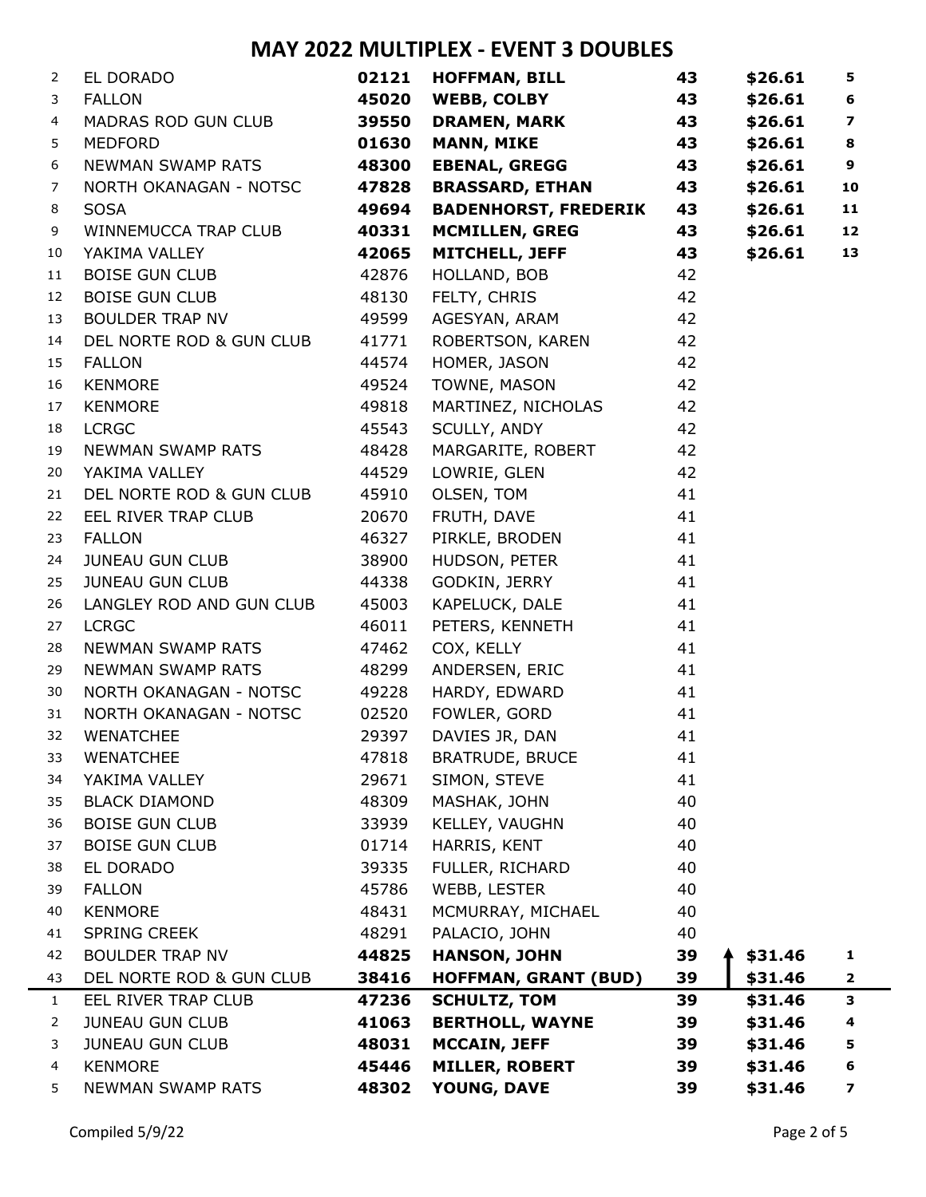# MAY 2022 MULTIPLEX - EVENT 3 DOUBLES

| | | | | | | |
|---|---|---|---|---|---|---|
| 2 | EL DORADO | **02121** | **HOFFMAN, BILL** | **43** | **$26.61** | **5** |
| 3 | FALLON | **45020** | **WEBB, COLBY** | **43** | **$26.61** | **6** |
| 4 | MADRAS ROD GUN CLUB | **39550** | **DRAMEN, MARK** | **43** | **$26.61** | **7** |
| 5 | MEDFORD | **01630** | **MANN, MIKE** | **43** | **$26.61** | **8** |
| 6 | NEWMAN SWAMP RATS | **48300** | **EBENAL, GREGG** | **43** | **$26.61** | **9** |
| 7 | NORTH OKANAGAN - NOTSC | **47828** | **BRASSARD, ETHAN** | **43** | **$26.61** | **10** |
| 8 | SOSA | **49694** | **BADENHORST, FREDERIK** | **43** | **$26.61** | **11** |
| 9 | WINNEMUCCA TRAP CLUB | **40331** | **MCMILLEN, GREG** | **43** | **$26.61** | **12** |
| 10 | YAKIMA VALLEY | **42065** | **MITCHELL, JEFF** | **43** | **$26.61** | **13** |
| 11 | BOISE GUN CLUB | 42876 | HOLLAND, BOB | 42 | | |
| 12 | BOISE GUN CLUB | 48130 | FELTY, CHRIS | 42 | | |
| 13 | BOULDER TRAP NV | 49599 | AGESYAN, ARAM | 42 | | |
| 14 | DEL NORTE ROD & GUN CLUB | 41771 | ROBERTSON, KAREN | 42 | | |
| 15 | FALLON | 44574 | HOMER, JASON | 42 | | |
| 16 | KENMORE | 49524 | TOWNE, MASON | 42 | | |
| 17 | KENMORE | 49818 | MARTINEZ, NICHOLAS | 42 | | |
| 18 | LCRGC | 45543 | SCULLY, ANDY | 42 | | |
| 19 | NEWMAN SWAMP RATS | 48428 | MARGARITE, ROBERT | 42 | | |
| 20 | YAKIMA VALLEY | 44529 | LOWRIE, GLEN | 42 | | |
| 21 | DEL NORTE ROD & GUN CLUB | 45910 | OLSEN, TOM | 41 | | |
| 22 | EEL RIVER TRAP CLUB | 20670 | FRUTH, DAVE | 41 | | |
| 23 | FALLON | 46327 | PIRKLE, BRODEN | 41 | | |
| 24 | JUNEAU GUN CLUB | 38900 | HUDSON, PETER | 41 | | |
| 25 | JUNEAU GUN CLUB | 44338 | GODKIN, JERRY | 41 | | |
| 26 | LANGLEY ROD AND GUN CLUB | 45003 | KAPELUCK, DALE | 41 | | |
| 27 | LCRGC | 46011 | PETERS, KENNETH | 41 | | |
| 28 | NEWMAN SWAMP RATS | 47462 | COX, KELLY | 41 | | |
| 29 | NEWMAN SWAMP RATS | 48299 | ANDERSEN, ERIC | 41 | | |
| 30 | NORTH OKANAGAN - NOTSC | 49228 | HARDY, EDWARD | 41 | | |
| 31 | NORTH OKANAGAN - NOTSC | 02520 | FOWLER, GORD | 41 | | |
| 32 | WENATCHEE | 29397 | DAVIES JR, DAN | 41 | | |
| 33 | WENATCHEE | 47818 | BRATRUDE, BRUCE | 41 | | |
| 34 | YAKIMA VALLEY | 29671 | SIMON, STEVE | 41 | | |
| 35 | BLACK DIAMOND | 48309 | MASHAK, JOHN | 40 | | |
| 36 | BOISE GUN CLUB | 33939 | KELLEY, VAUGHN | 40 | | |
| 37 | BOISE GUN CLUB | 01714 | HARRIS, KENT | 40 | | |
| 38 | EL DORADO | 39335 | FULLER, RICHARD | 40 | | |
| 39 | FALLON | 45786 | WEBB, LESTER | 40 | | |
| 40 | KENMORE | 48431 | MCMURRAY, MICHAEL | 40 | | |
| 41 | SPRING CREEK | 48291 | PALACIO, JOHN | 40 | | |
| 42 | BOULDER TRAP NV | **44825** | **HANSON, JOHN** | **39** | **$31.46** | **1** |
| 43 | DEL NORTE ROD & GUN CLUB | **38416** | **HOFFMAN, GRANT (BUD)** | **39** | **$31.46** | **2** |
| 1 | EEL RIVER TRAP CLUB | **47236** | **SCHULTZ, TOM** | **39** | **$31.46** | **3** |
| 2 | JUNEAU GUN CLUB | **41063** | **BERTHOLL, WAYNE** | **39** | **$31.46** | **4** |
| 3 | JUNEAU GUN CLUB | **48031** | **MCCAIN, JEFF** | **39** | **$31.46** | **5** |
| 4 | KENMORE | **45446** | **MILLER, ROBERT** | **39** | **$31.46** | **6** |
| 5 | NEWMAN SWAMP RATS | **48302** | **YOUNG, DAVE** | **39** | **$31.46** | **7** |

Compiled 5/9/22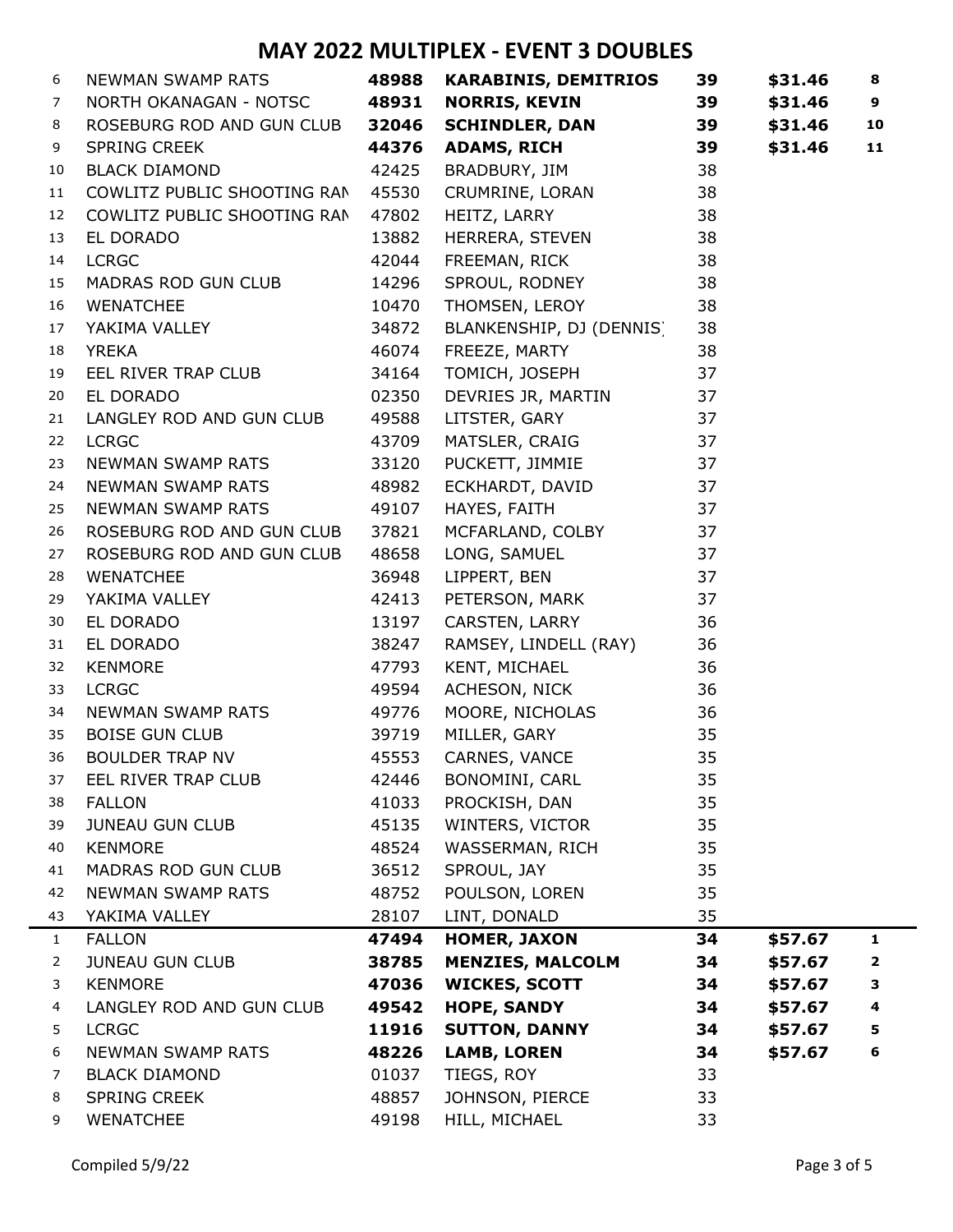# MAY 2022 MULTIPLEX - EVENT 3 DOUBLES

| | | | | | | |
|---|---|---|---|---|---|---|
| 6 | NEWMAN SWAMP RATS | **48988** | **KARABINIS, DEMITRIOS** | **39** | **$31.46** | **8** |
| 7 | NORTH OKANAGAN - NOTSC | **48931** | **NORRIS, KEVIN** | **39** | **$31.46** | **9** |
| 8 | ROSEBURG ROD AND GUN CLUB | **32046** | **SCHINDLER, DAN** | **39** | **$31.46** | **10** |
| 9 | SPRING CREEK | **44376** | **ADAMS, RICH** | **39** | **$31.46** | **11** |
| 10 | BLACK DIAMOND | 42425 | BRADBURY, JIM | 38 | | |
| 11 | COWLITZ PUBLIC SHOOTING RAN | 45530 | CRUMRINE, LORAN | 38 | | |
| 12 | COWLITZ PUBLIC SHOOTING RAN | 47802 | HEITZ, LARRY | 38 | | |
| 13 | EL DORADO | 13882 | HERRERA, STEVEN | 38 | | |
| 14 | LCRGC | 42044 | FREEMAN, RICK | 38 | | |
| 15 | MADRAS ROD GUN CLUB | 14296 | SPROUL, RODNEY | 38 | | |
| 16 | WENATCHEE | 10470 | THOMSEN, LEROY | 38 | | |
| 17 | YAKIMA VALLEY | 34872 | BLANKENSHIP, DJ (DENNIS) | 38 | | |
| 18 | YREKA | 46074 | FREEZE, MARTY | 38 | | |
| 19 | EEL RIVER TRAP CLUB | 34164 | TOMICH, JOSEPH | 37 | | |
| 20 | EL DORADO | 02350 | DEVRIES JR, MARTIN | 37 | | |
| 21 | LANGLEY ROD AND GUN CLUB | 49588 | LITSTER, GARY | 37 | | |
| 22 | LCRGC | 43709 | MATSLER, CRAIG | 37 | | |
| 23 | NEWMAN SWAMP RATS | 33120 | PUCKETT, JIMMIE | 37 | | |
| 24 | NEWMAN SWAMP RATS | 48982 | ECKHARDT, DAVID | 37 | | |
| 25 | NEWMAN SWAMP RATS | 49107 | HAYES, FAITH | 37 | | |
| 26 | ROSEBURG ROD AND GUN CLUB | 37821 | MCFARLAND, COLBY | 37 | | |
| 27 | ROSEBURG ROD AND GUN CLUB | 48658 | LONG, SAMUEL | 37 | | |
| 28 | WENATCHEE | 36948 | LIPPERT, BEN | 37 | | |
| 29 | YAKIMA VALLEY | 42413 | PETERSON, MARK | 37 | | |
| 30 | EL DORADO | 13197 | CARSTEN, LARRY | 36 | | |
| 31 | EL DORADO | 38247 | RAMSEY, LINDELL (RAY) | 36 | | |
| 32 | KENMORE | 47793 | KENT, MICHAEL | 36 | | |
| 33 | LCRGC | 49594 | ACHESON, NICK | 36 | | |
| 34 | NEWMAN SWAMP RATS | 49776 | MOORE, NICHOLAS | 36 | | |
| 35 | BOISE GUN CLUB | 39719 | MILLER, GARY | 35 | | |
| 36 | BOULDER TRAP NV | 45553 | CARNES, VANCE | 35 | | |
| 37 | EEL RIVER TRAP CLUB | 42446 | BONOMINI, CARL | 35 | | |
| 38 | FALLON | 41033 | PROCKISH, DAN | 35 | | |
| 39 | JUNEAU GUN CLUB | 45135 | WINTERS, VICTOR | 35 | | |
| 40 | KENMORE | 48524 | WASSERMAN, RICH | 35 | | |
| 41 | MADRAS ROD GUN CLUB | 36512 | SPROUL, JAY | 35 | | |
| 42 | NEWMAN SWAMP RATS | 48752 | POULSON, LOREN | 35 | | |
| 43 | YAKIMA VALLEY | 28107 | LINT, DONALD | 35 | | |
| 1 | FALLON | **47494** | **HOMER, JAXON** | **34** | **$57.67** | **1** |
| 2 | JUNEAU GUN CLUB | **38785** | **MENZIES, MALCOLM** | **34** | **$57.67** | **2** |
| 3 | KENMORE | **47036** | **WICKES, SCOTT** | **34** | **$57.67** | **3** |
| 4 | LANGLEY ROD AND GUN CLUB | **49542** | **HOPE, SANDY** | **34** | **$57.67** | **4** |
| 5 | LCRGC | **11916** | **SUTTON, DANNY** | **34** | **$57.67** | **5** |
| 6 | NEWMAN SWAMP RATS | **48226** | **LAMB, LOREN** | **34** | **$57.67** | **6** |
| 7 | BLACK DIAMOND | 01037 | TIEGS, ROY | 33 | | |
| 8 | SPRING CREEK | 48857 | JOHNSON, PIERCE | 33 | | |
| 9 | WENATCHEE | 49198 | HILL, MICHAEL | 33 | | |

Compiled 5/9/22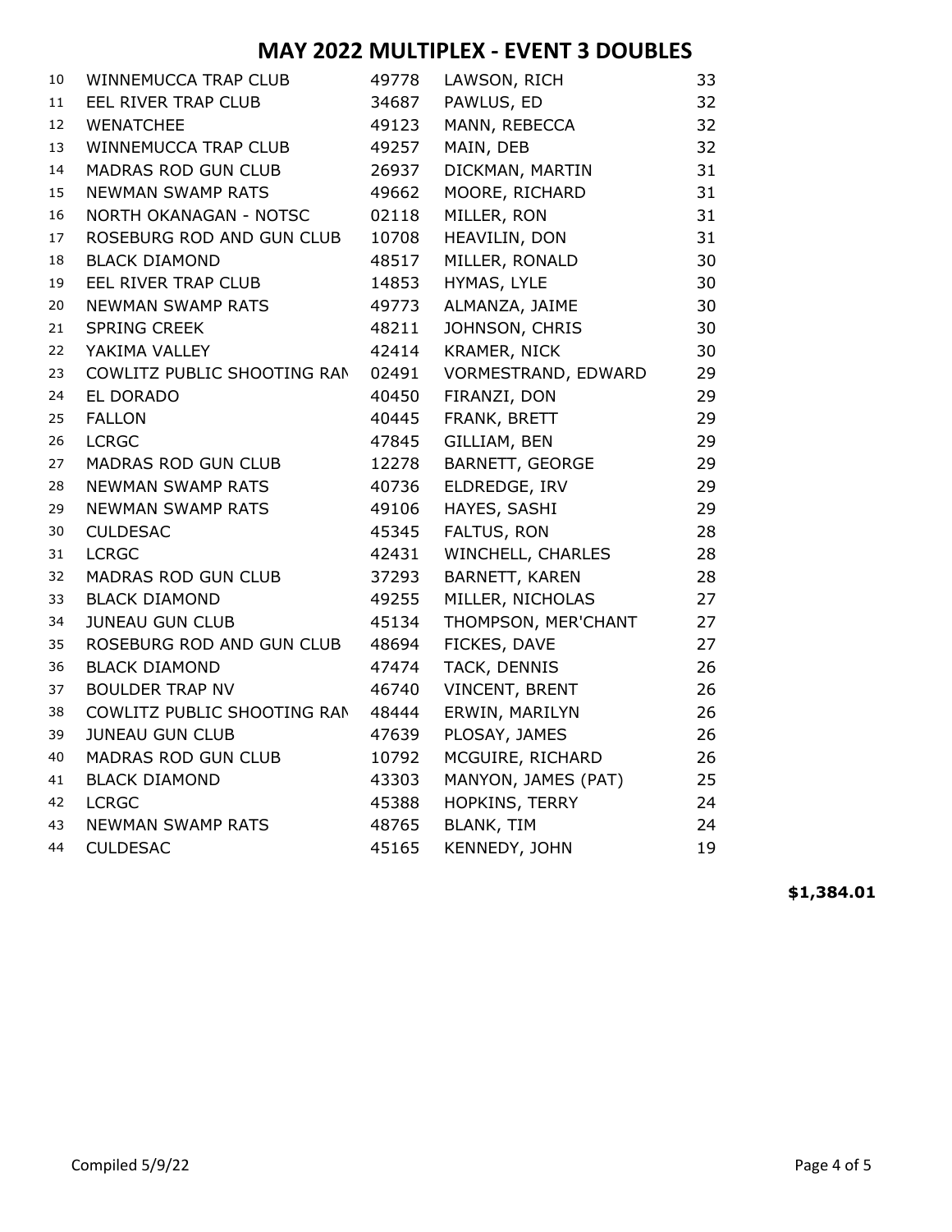# MAY 2022 MULTIPLEX - EVENT 3 DOUBLES

| | | | | |
|---|---|---|---|---|
| 10 | WINNEMUCCA TRAP CLUB | 49778 | LAWSON, RICH | 33 |
| 11 | EEL RIVER TRAP CLUB | 34687 | PAWLUS, ED | 32 |
| 12 | WENATCHEE | 49123 | MANN, REBECCA | 32 |
| 13 | WINNEMUCCA TRAP CLUB | 49257 | MAIN, DEB | 32 |
| 14 | MADRAS ROD GUN CLUB | 26937 | DICKMAN, MARTIN | 31 |
| 15 | NEWMAN SWAMP RATS | 49662 | MOORE, RICHARD | 31 |
| 16 | NORTH OKANAGAN - NOTSC | 02118 | MILLER, RON | 31 |
| 17 | ROSEBURG ROD AND GUN CLUB | 10708 | HEAVILIN, DON | 31 |
| 18 | BLACK DIAMOND | 48517 | MILLER, RONALD | 30 |
| 19 | EEL RIVER TRAP CLUB | 14853 | HYMAS, LYLE | 30 |
| 20 | NEWMAN SWAMP RATS | 49773 | ALMANZA, JAIME | 30 |
| 21 | SPRING CREEK | 48211 | JOHNSON, CHRIS | 30 |
| 22 | YAKIMA VALLEY | 42414 | KRAMER, NICK | 30 |
| 23 | COWLITZ PUBLIC SHOOTING RAN | 02491 | VORMESTRAND, EDWARD | 29 |
| 24 | EL DORADO | 40450 | FIRANZI, DON | 29 |
| 25 | FALLON | 40445 | FRANK, BRETT | 29 |
| 26 | LCRGC | 47845 | GILLIAM, BEN | 29 |
| 27 | MADRAS ROD GUN CLUB | 12278 | BARNETT, GEORGE | 29 |
| 28 | NEWMAN SWAMP RATS | 40736 | ELDREDGE, IRV | 29 |
| 29 | NEWMAN SWAMP RATS | 49106 | HAYES, SASHI | 29 |
| 30 | CULDESAC | 45345 | FALTUS, RON | 28 |
| 31 | LCRGC | 42431 | WINCHELL, CHARLES | 28 |
| 32 | MADRAS ROD GUN CLUB | 37293 | BARNETT, KAREN | 28 |
| 33 | BLACK DIAMOND | 49255 | MILLER, NICHOLAS | 27 |
| 34 | JUNEAU GUN CLUB | 45134 | THOMPSON, MER'CHANT | 27 |
| 35 | ROSEBURG ROD AND GUN CLUB | 48694 | FICKES, DAVE | 27 |
| 36 | BLACK DIAMOND | 47474 | TACK, DENNIS | 26 |
| 37 | BOULDER TRAP NV | 46740 | VINCENT, BRENT | 26 |
| 38 | COWLITZ PUBLIC SHOOTING RAN | 48444 | ERWIN, MARILYN | 26 |
| 39 | JUNEAU GUN CLUB | 47639 | PLOSAY, JAMES | 26 |
| 40 | MADRAS ROD GUN CLUB | 10792 | MCGUIRE, RICHARD | 26 |
| 41 | BLACK DIAMOND | 43303 | MANYON, JAMES (PAT) | 25 |
| 42 | LCRGC | 45388 | HOPKINS, TERRY | 24 |
| 43 | NEWMAN SWAMP RATS | 48765 | BLANK, TIM | 24 |
| 44 | CULDESAC | 45165 | KENNEDY, JOHN | 19 |

**$1,384.01**

Compiled 5/9/22